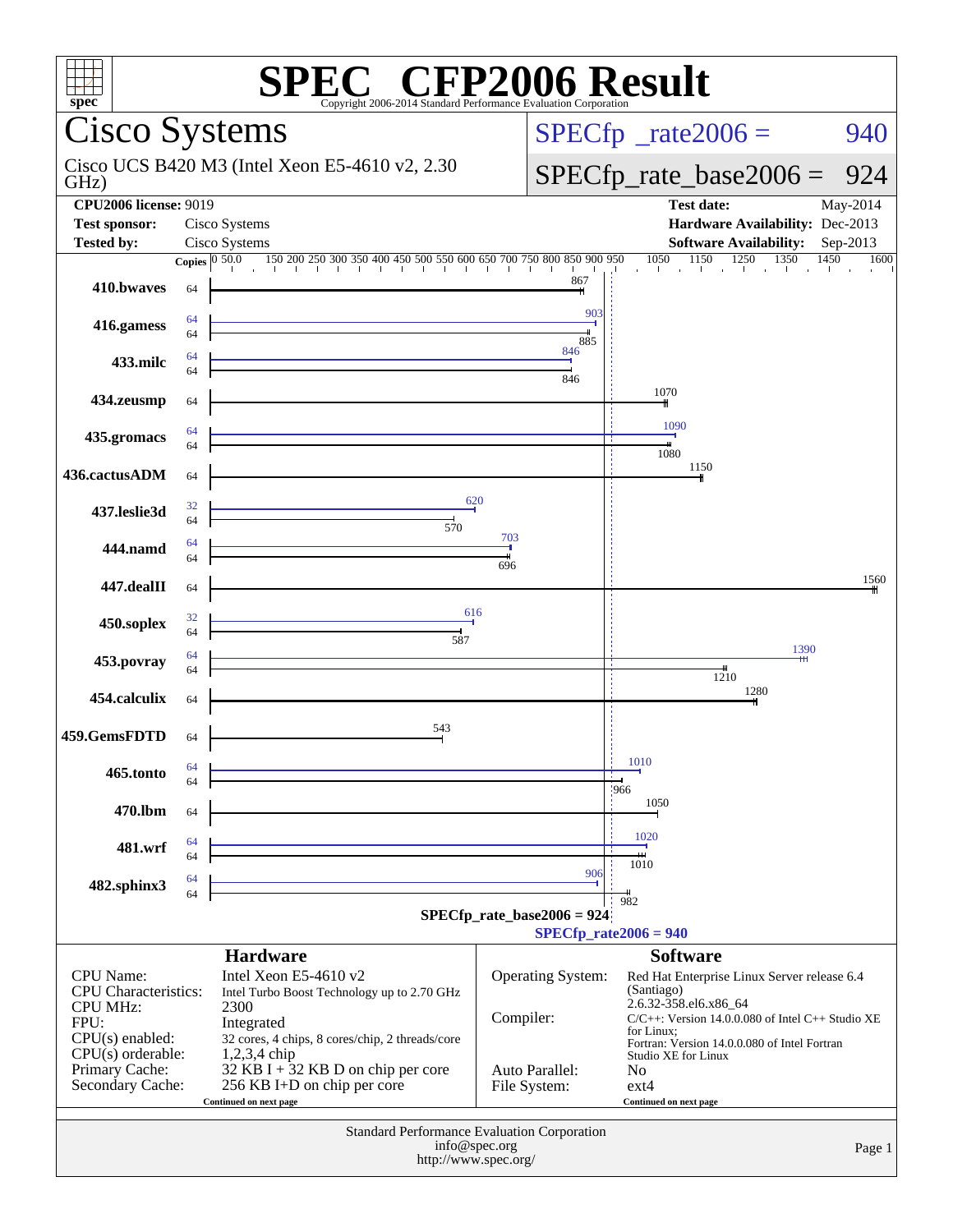# SPEC® CFP2006 Result

Copyright 2006-2014 Standard Performance Evaluation Corporation

## Cisco Systems

Cisco UCS B420 M3 (Intel Xeon E5-4610 v2, 2.30 GHz)

SPECfp_rate2006 = 940

SPECfp_rate_base2006 = 924

| | | | |
|---|---|---|---|
| **CPU2006 license:** 9019 | | **Test date:** | May-2014 |
| **Test sponsor:** | Cisco Systems | **Hardware Availability:** | Dec-2013 |
| **Tested by:** | Cisco Systems | **Software Availability:** | Sep-2013 |

| Benchmark | Copies (peak) | Peak | Copies (base) | Base |
|---|---|---|---|---|
| 410.bwaves | | | 64 | 867 |
| 416.gamess | 64 | 903 | 64 | 885 |
| 433.milc | 64 | 846 | 64 | 846 |
| 434.zeusmp | | | 64 | 1070 |
| 435.gromacs | 64 | 1090 | 64 | 1080 |
| 436.cactusADM | | | 64 | 1150 |
| 437.leslie3d | 32 | 620 | 64 | 570 |
| 444.namd | 64 | 703 | 64 | 696 |
| 447.dealII | | | 64 | 1560 |
| 450.soplex | 32 | 616 | 64 | 587 |
| 453.povray | 64 | 1390 | 64 | 1210 |
| 454.calculix | | | 64 | 1280 |
| 459.GemsFDTD | | | 64 | 543 |
| 465.tonto | 64 | 1010 | 64 | 966 |
| 470.lbm | | | 64 | 1050 |
| 481.wrf | 64 | 1020 | 64 | 1010 |
| 482.sphinx3 | 64 | 906 | 64 | 982 |

SPECfp_rate_base2006 = 924

SPECfp_rate2006 = 940

## Hardware

| | |
|---|---|
| CPU Name: | Intel Xeon E5-4610 v2 |
| CPU Characteristics: | Intel Turbo Boost Technology up to 2.70 GHz |
| CPU MHz: | 2300 |
| FPU: | Integrated |
| CPU(s) enabled: | 32 cores, 4 chips, 8 cores/chip, 2 threads/core |
| CPU(s) orderable: | 1,2,3,4 chip |
| Primary Cache: | 32 KB I + 32 KB D on chip per core |
| Secondary Cache: | 256 KB I+D on chip per core |

Continued on next page

## Software

| | |
|---|---|
| Operating System: | Red Hat Enterprise Linux Server release 6.4 (Santiago) 2.6.32-358.el6.x86_64 |
| Compiler: | C/C++: Version 14.0.0.080 of Intel C++ Studio XE for Linux; Fortran: Version 14.0.0.080 of Intel Fortran Studio XE for Linux |
| Auto Parallel: | No |
| File System: | ext4 |

Continued on next page

Standard Performance Evaluation Corporation
info@spec.org
http://www.spec.org/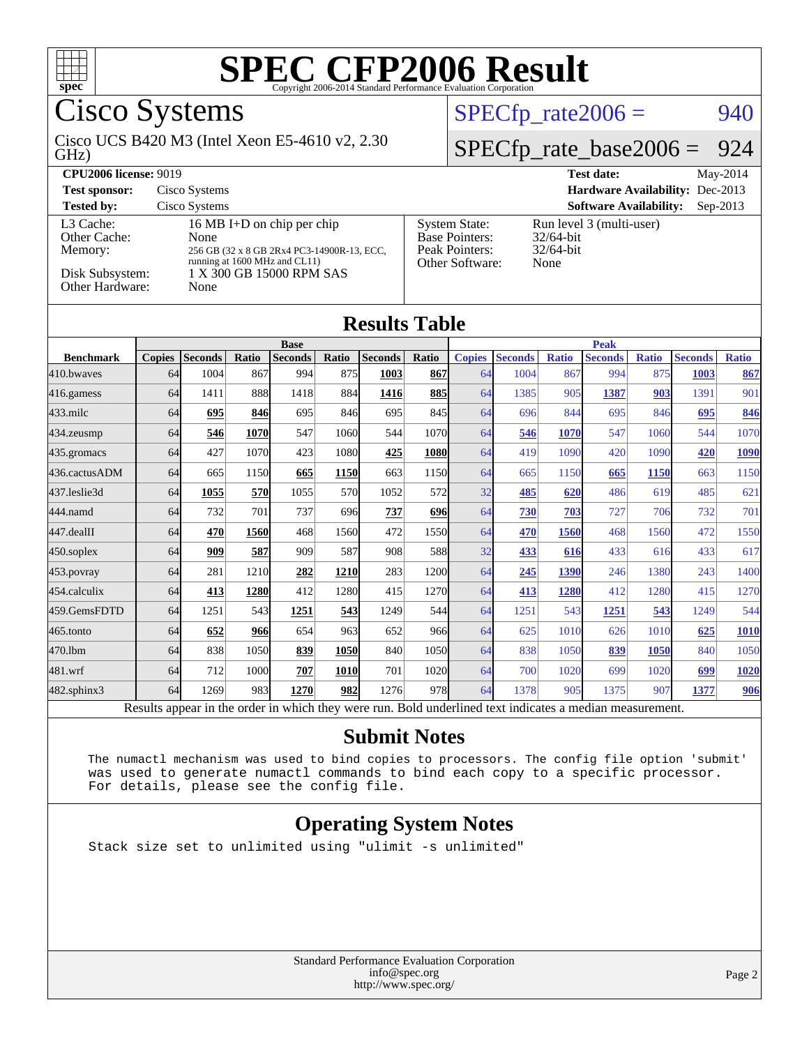# SPEC CFP2006 Result

Copyright 2006-2014 Standard Performance Evaluation Corporation

## Cisco Systems

Cisco UCS B420 M3 (Intel Xeon E5-4610 v2, 2.30 GHz)

SPECfp_rate2006 = 940

SPECfp_rate_base2006 = 924

| | | | |
|---|---|---|---|
| **CPU2006 license:** 9019 | | **Test date:** | May-2014 |
| **Test sponsor:** | Cisco Systems | **Hardware Availability:** | Dec-2013 |
| **Tested by:** | Cisco Systems | **Software Availability:** | Sep-2013 |

| | |
|---|---|
| L3 Cache: | 16 MB I+D on chip per chip |
| Other Cache: | None |
| Memory: | 256 GB (32 x 8 GB 2Rx4 PC3-14900R-13, ECC, running at 1600 MHz and CL11) |
| Disk Subsystem: | 1 X 300 GB 15000 RPM SAS |
| Other Hardware: | None |

| | |
|---|---|
| System State: | Run level 3 (multi-user) |
| Base Pointers: | 32/64-bit |
| Peak Pointers: | 32/64-bit |
| Other Software: | None |

## Results Table

| | Base | | | | | | | Peak | | | | | | |
|---|---|---|---|---|---|---|---|---|---|---|---|---|---|---|
| **Benchmark** | **Copies** | **Seconds** | **Ratio** | **Seconds** | **Ratio** | **Seconds** | **Ratio** | **Copies** | **Seconds** | **Ratio** | **Seconds** | **Ratio** | **Seconds** | **Ratio** |
| 410.bwaves | 64 | 1004 | 867 | 994 | 875 | **1003** | **867** | 64 | 1004 | 867 | 994 | 875 | **1003** | **867** |
| 416.gamess | 64 | 1411 | 888 | 1418 | 884 | **1416** | **885** | 64 | 1385 | 905 | **1387** | **903** | 1391 | 901 |
| 433.milc | 64 | **695** | **846** | 695 | 846 | 695 | 845 | 64 | 696 | 844 | 695 | 846 | **695** | **846** |
| 434.zeusmp | 64 | **546** | **1070** | 547 | 1060 | 544 | 1070 | 64 | **546** | **1070** | 547 | 1060 | 544 | 1070 |
| 435.gromacs | 64 | 427 | 1070 | 423 | 1080 | **425** | **1080** | 64 | 419 | 1090 | 420 | 1090 | **420** | **1090** |
| 436.cactusADM | 64 | 665 | 1150 | **665** | **1150** | 663 | 1150 | 64 | 665 | 1150 | **665** | **1150** | 663 | 1150 |
| 437.leslie3d | 64 | **1055** | **570** | 1055 | 570 | 1052 | 572 | 32 | **485** | **620** | 486 | 619 | 485 | 621 |
| 444.namd | 64 | 732 | 701 | 737 | 696 | **737** | **696** | 64 | **730** | **703** | 727 | 706 | 732 | 701 |
| 447.dealII | 64 | **470** | **1560** | 468 | 1560 | 472 | 1550 | 64 | **470** | **1560** | 468 | 1560 | 472 | 1550 |
| 450.soplex | 64 | **909** | **587** | 909 | 587 | 908 | 588 | 32 | **433** | **616** | 433 | 616 | 433 | 617 |
| 453.povray | 64 | 281 | 1210 | **282** | **1210** | 283 | 1200 | 64 | **245** | **1390** | 246 | 1380 | 243 | 1400 |
| 454.calculix | 64 | **413** | **1280** | 412 | 1280 | 415 | 1270 | 64 | **413** | **1280** | 412 | 1280 | 415 | 1270 |
| 459.GemsFDTD | 64 | 1251 | 543 | **1251** | **543** | 1249 | 544 | 64 | 1251 | 543 | **1251** | **543** | 1249 | 544 |
| 465.tonto | 64 | **652** | **966** | 654 | 963 | 652 | 966 | 64 | 625 | 1010 | 626 | 1010 | **625** | **1010** |
| 470.lbm | 64 | 838 | 1050 | **839** | **1050** | 840 | 1050 | 64 | 838 | 1050 | **839** | **1050** | 840 | 1050 |
| 481.wrf | 64 | 712 | 1000 | **707** | **1010** | 701 | 1020 | 64 | 700 | 1020 | 699 | 1020 | **699** | **1020** |
| 482.sphinx3 | 64 | 1269 | 983 | **1270** | **982** | 1276 | 978 | 64 | 1378 | 905 | 1375 | 907 | **1377** | **906** |

Results appear in the order in which they were run. Bold underlined text indicates a median measurement.

## Submit Notes

```
The numactl mechanism was used to bind copies to processors. The config file option 'submit'
was used to generate numactl commands to bind each copy to a specific processor.
For details, please see the config file.
```

## Operating System Notes

```
Stack size set to unlimited using "ulimit -s unlimited"
```

Standard Performance Evaluation Corporation
info@spec.org
http://www.spec.org/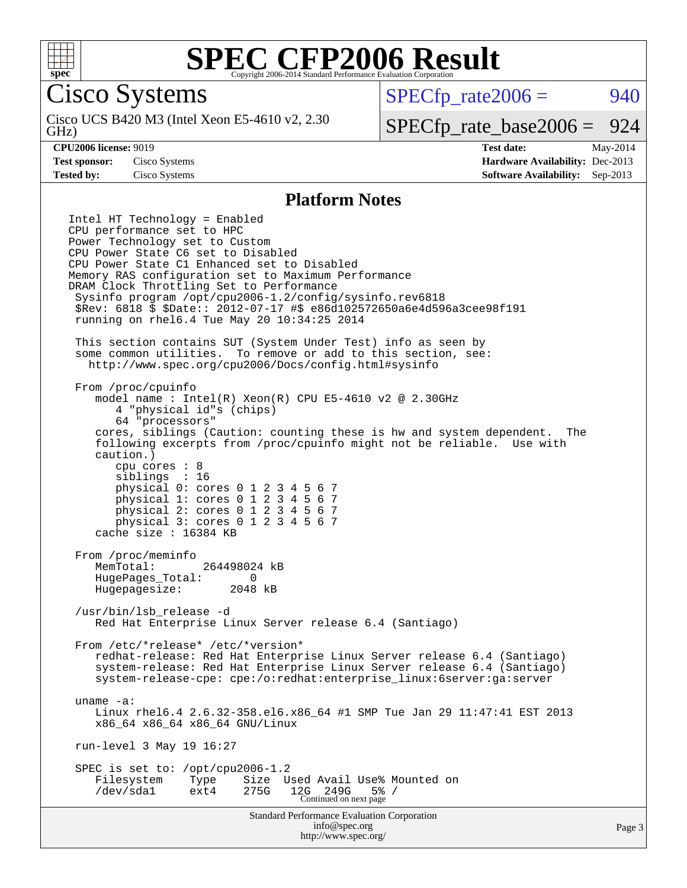# SPEC CFP2006 Result

Copyright 2006-2014 Standard Performance Evaluation Corporation

## Cisco Systems

Cisco UCS B420 M3 (Intel Xeon E5-4610 v2, 2.30 GHz)

SPECfp_rate2006 = 940

SPECfp_rate_base2006 = 924

| | | | |
|---|---|---|---|
| **CPU2006 license:** 9019 | | **Test date:** | May-2014 |
| **Test sponsor:** | Cisco Systems | **Hardware Availability:** | Dec-2013 |
| **Tested by:** | Cisco Systems | **Software Availability:** | Sep-2013 |

## Platform Notes

```
 Intel HT Technology = Enabled
 CPU performance set to HPC
 Power Technology set to Custom
 CPU Power State C6 set to Disabled
 CPU Power State C1 Enhanced set to Disabled
 Memory RAS configuration set to Maximum Performance
 DRAM Clock Throttling Set to Performance
  Sysinfo program /opt/cpu2006-1.2/config/sysinfo.rev6818
  $Rev: 6818 $ $Date:: 2012-07-17 #$ e86d102572650a6e4d596a3cee98f191
  running on rhel6.4 Tue May 20 10:34:25 2014

  This section contains SUT (System Under Test) info as seen by
  some common utilities.  To remove or add to this section, see:
    http://www.spec.org/cpu2006/Docs/config.html#sysinfo

  From /proc/cpuinfo
     model name : Intel(R) Xeon(R) CPU E5-4610 v2 @ 2.30GHz
        4 "physical id"s (chips)
        64 "processors"
     cores, siblings (Caution: counting these is hw and system dependent.  The
     following excerpts from /proc/cpuinfo might not be reliable.  Use with
     caution.)
        cpu cores : 8
        siblings  : 16
        physical 0: cores 0 1 2 3 4 5 6 7
        physical 1: cores 0 1 2 3 4 5 6 7
        physical 2: cores 0 1 2 3 4 5 6 7
        physical 3: cores 0 1 2 3 4 5 6 7
     cache size : 16384 KB

  From /proc/meminfo
     MemTotal:       264498024 kB
     HugePages_Total:       0
     Hugepagesize:       2048 kB

  /usr/bin/lsb_release -d
     Red Hat Enterprise Linux Server release 6.4 (Santiago)

  From /etc/*release* /etc/*version*
     redhat-release: Red Hat Enterprise Linux Server release 6.4 (Santiago)
     system-release: Red Hat Enterprise Linux Server release 6.4 (Santiago)
     system-release-cpe: cpe:/o:redhat:enterprise_linux:6server:ga:server

  uname -a:
     Linux rhel6.4 2.6.32-358.el6.x86_64 #1 SMP Tue Jan 29 11:47:41 EST 2013
     x86_64 x86_64 x86_64 GNU/Linux

  run-level 3 May 19 16:27

  SPEC is set to: /opt/cpu2006-1.2
     Filesystem    Type    Size  Used Avail Use% Mounted on
     /dev/sda1     ext4    275G   12G  249G   5% /
```

Continued on next page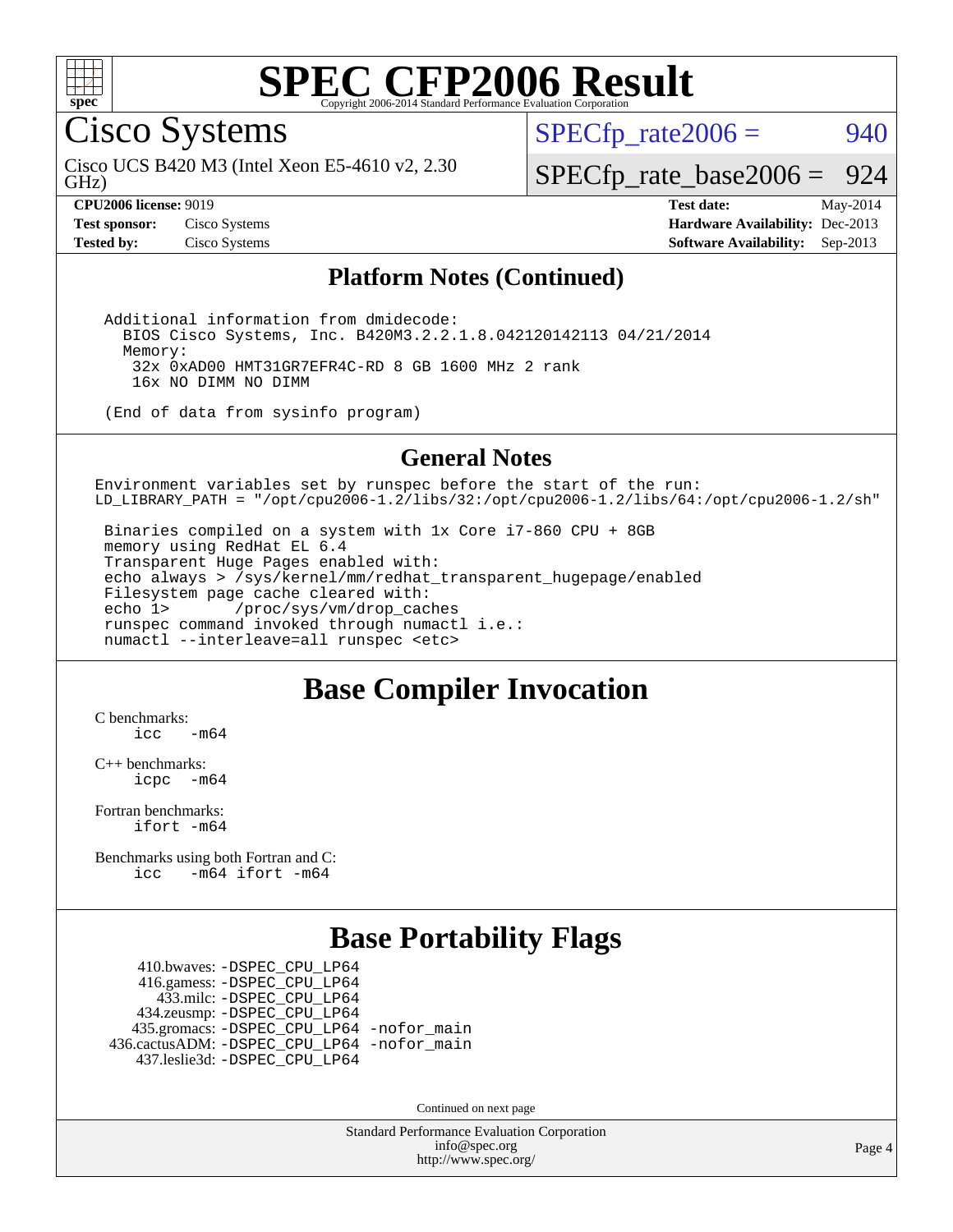# SPEC CFP2006 Result

Copyright 2006-2014 Standard Performance Evaluation Corporation

## Cisco Systems

Cisco UCS B420 M3 (Intel Xeon E5-4610 v2, 2.30 GHz)

SPECfp_rate2006 = 940

SPECfp_rate_base2006 = 924

**CPU2006 license:** 9019
**Test sponsor:** Cisco Systems
**Tested by:** Cisco Systems

**Test date:** May-2014
**Hardware Availability:** Dec-2013
**Software Availability:** Sep-2013

## Platform Notes (Continued)

```
Additional information from dmidecode:
  BIOS Cisco Systems, Inc. B420M3.2.2.1.8.042120142113 04/21/2014
  Memory:
   32x 0xAD00 HMT31GR7EFR4C-RD 8 GB 1600 MHz 2 rank
   16x NO DIMM NO DIMM

(End of data from sysinfo program)
```

## General Notes

```
Environment variables set by runspec before the start of the run:
LD_LIBRARY_PATH = "/opt/cpu2006-1.2/libs/32:/opt/cpu2006-1.2/libs/64:/opt/cpu2006-1.2/sh"

 Binaries compiled on a system with 1x Core i7-860 CPU + 8GB
 memory using RedHat EL 6.4
 Transparent Huge Pages enabled with:
 echo always > /sys/kernel/mm/redhat_transparent_hugepage/enabled
 Filesystem page cache cleared with:
 echo 1>       /proc/sys/vm/drop_caches
 runspec command invoked through numactl i.e.:
 numactl --interleave=all runspec <etc>
```

## Base Compiler Invocation

C benchmarks:
`icc -m64`

C++ benchmarks:
`icpc -m64`

Fortran benchmarks:
`ifort -m64`

Benchmarks using both Fortran and C:
`icc -m64 ifort -m64`

## Base Portability Flags

410.bwaves: -DSPEC_CPU_LP64
416.gamess: -DSPEC_CPU_LP64
433.milc: -DSPEC_CPU_LP64
434.zeusmp: -DSPEC_CPU_LP64
435.gromacs: -DSPEC_CPU_LP64 -nofor_main
436.cactusADM: -DSPEC_CPU_LP64 -nofor_main
437.leslie3d: -DSPEC_CPU_LP64

Continued on next page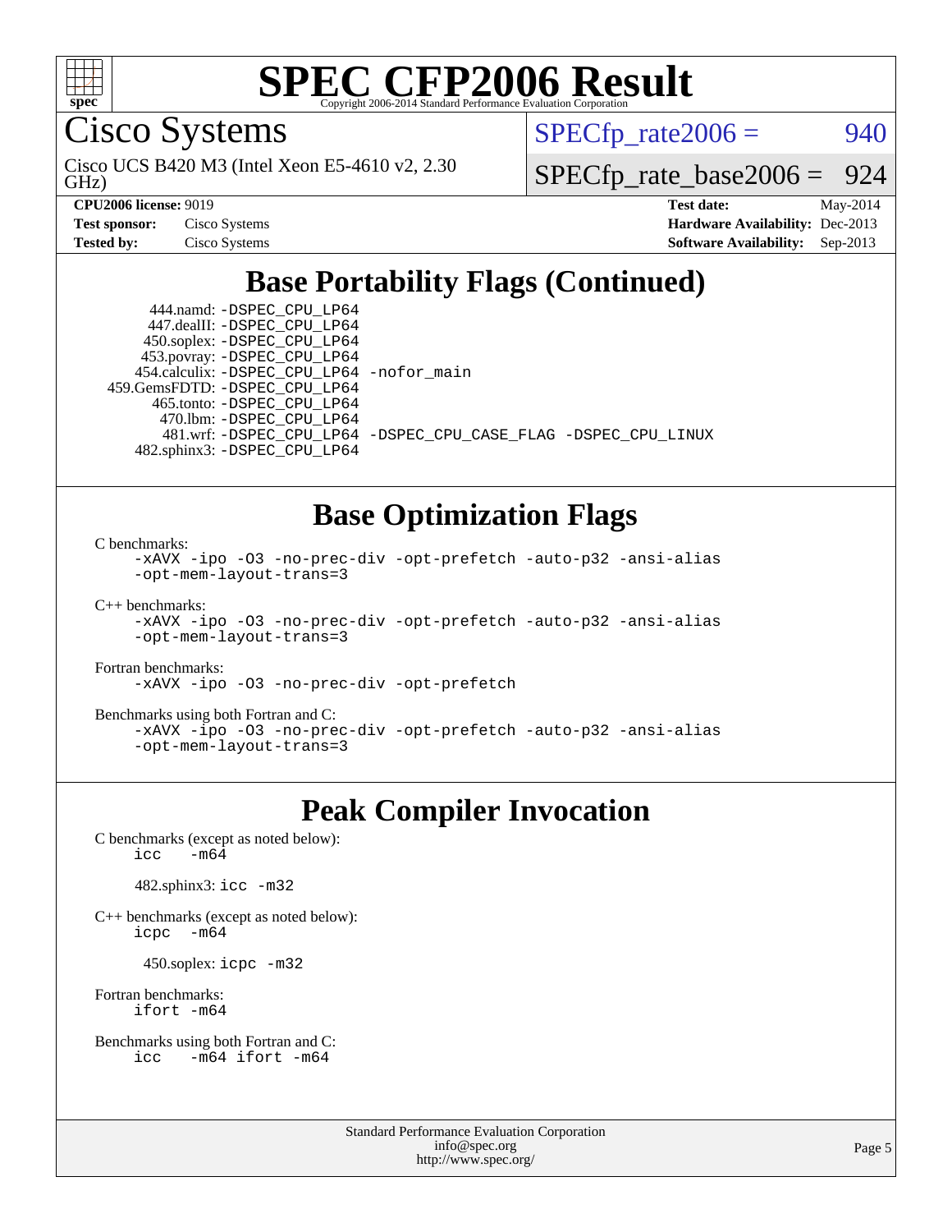# SPEC CFP2006 Result

Copyright 2006-2014 Standard Performance Evaluation Corporation

## Cisco Systems

Cisco UCS B420 M3 (Intel Xeon E5-4610 v2, 2.30 GHz)

SPECfp_rate2006 = 940

SPECfp_rate_base2006 = 924

| | | | |
|---|---|---|---|
| **CPU2006 license:** 9019 | | **Test date:** | May-2014 |
| **Test sponsor:** | Cisco Systems | **Hardware Availability:** | Dec-2013 |
| **Tested by:** | Cisco Systems | **Software Availability:** | Sep-2013 |

## Base Portability Flags (Continued)

444.namd: -DSPEC_CPU_LP64
447.dealII: -DSPEC_CPU_LP64
450.soplex: -DSPEC_CPU_LP64
453.povray: -DSPEC_CPU_LP64
454.calculix: -DSPEC_CPU_LP64 -nofor_main
459.GemsFDTD: -DSPEC_CPU_LP64
465.tonto: -DSPEC_CPU_LP64
470.lbm: -DSPEC_CPU_LP64
481.wrf: -DSPEC_CPU_LP64 -DSPEC_CPU_CASE_FLAG -DSPEC_CPU_LINUX
482.sphinx3: -DSPEC_CPU_LP64

## Base Optimization Flags

C benchmarks:
```
-xAVX -ipo -O3 -no-prec-div -opt-prefetch -auto-p32 -ansi-alias
-opt-mem-layout-trans=3
```

C++ benchmarks:
```
-xAVX -ipo -O3 -no-prec-div -opt-prefetch -auto-p32 -ansi-alias
-opt-mem-layout-trans=3
```

Fortran benchmarks:
```
-xAVX -ipo -O3 -no-prec-div -opt-prefetch
```

Benchmarks using both Fortran and C:
```
-xAVX -ipo -O3 -no-prec-div -opt-prefetch -auto-p32 -ansi-alias
-opt-mem-layout-trans=3
```

## Peak Compiler Invocation

C benchmarks (except as noted below):
```
icc   -m64
```

482.sphinx3: `icc -m32`

C++ benchmarks (except as noted below):
```
icpc   -m64
```

450.soplex: `icpc -m32`

Fortran benchmarks:
```
ifort -m64
```

Benchmarks using both Fortran and C:
```
icc   -m64 ifort -m64
```

Standard Performance Evaluation Corporation
info@spec.org
http://www.spec.org/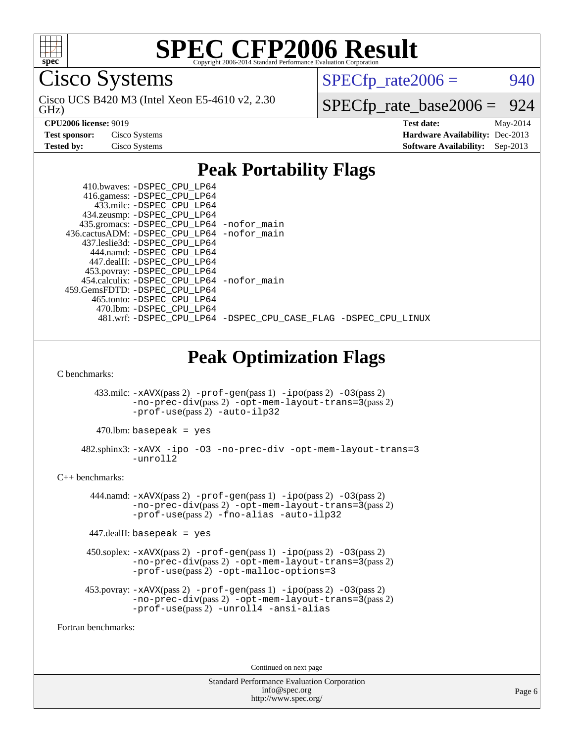# SPEC CFP2006 Result

Copyright 2006-2014 Standard Performance Evaluation Corporation

## Cisco Systems

Cisco UCS B420 M3 (Intel Xeon E5-4610 v2, 2.30 GHz)

SPECfp_rate2006 = 940

SPECfp_rate_base2006 = 924

**CPU2006 license:** 9019
**Test sponsor:** Cisco Systems
**Tested by:** Cisco Systems

**Test date:** May-2014
**Hardware Availability:** Dec-2013
**Software Availability:** Sep-2013

## Peak Portability Flags

410.bwaves: -DSPEC_CPU_LP64
416.gamess: -DSPEC_CPU_LP64
433.milc: -DSPEC_CPU_LP64
434.zeusmp: -DSPEC_CPU_LP64
435.gromacs: -DSPEC_CPU_LP64 -nofor_main
436.cactusADM: -DSPEC_CPU_LP64 -nofor_main
437.leslie3d: -DSPEC_CPU_LP64
444.namd: -DSPEC_CPU_LP64
447.dealII: -DSPEC_CPU_LP64
453.povray: -DSPEC_CPU_LP64
454.calculix: -DSPEC_CPU_LP64 -nofor_main
459.GemsFDTD: -DSPEC_CPU_LP64
465.tonto: -DSPEC_CPU_LP64
470.lbm: -DSPEC_CPU_LP64
481.wrf: -DSPEC_CPU_LP64 -DSPEC_CPU_CASE_FLAG -DSPEC_CPU_LINUX

## Peak Optimization Flags

C benchmarks:

433.milc: -xAVX(pass 2) -prof-gen(pass 1) -ipo(pass 2) -O3(pass 2) -no-prec-div(pass 2) -opt-mem-layout-trans=3(pass 2) -prof-use(pass 2) -auto-ilp32

470.lbm: basepeak = yes

482.sphinx3: -xAVX -ipo -O3 -no-prec-div -opt-mem-layout-trans=3 -unroll2

C++ benchmarks:

444.namd: -xAVX(pass 2) -prof-gen(pass 1) -ipo(pass 2) -O3(pass 2) -no-prec-div(pass 2) -opt-mem-layout-trans=3(pass 2) -prof-use(pass 2) -fno-alias -auto-ilp32

447.dealII: basepeak = yes

450.soplex: -xAVX(pass 2) -prof-gen(pass 1) -ipo(pass 2) -O3(pass 2) -no-prec-div(pass 2) -opt-mem-layout-trans=3(pass 2) -prof-use(pass 2) -opt-malloc-options=3

453.povray: -xAVX(pass 2) -prof-gen(pass 1) -ipo(pass 2) -O3(pass 2) -no-prec-div(pass 2) -opt-mem-layout-trans=3(pass 2) -prof-use(pass 2) -unroll4 -ansi-alias

Fortran benchmarks:

Continued on next page

Standard Performance Evaluation Corporation
info@spec.org
http://www.spec.org/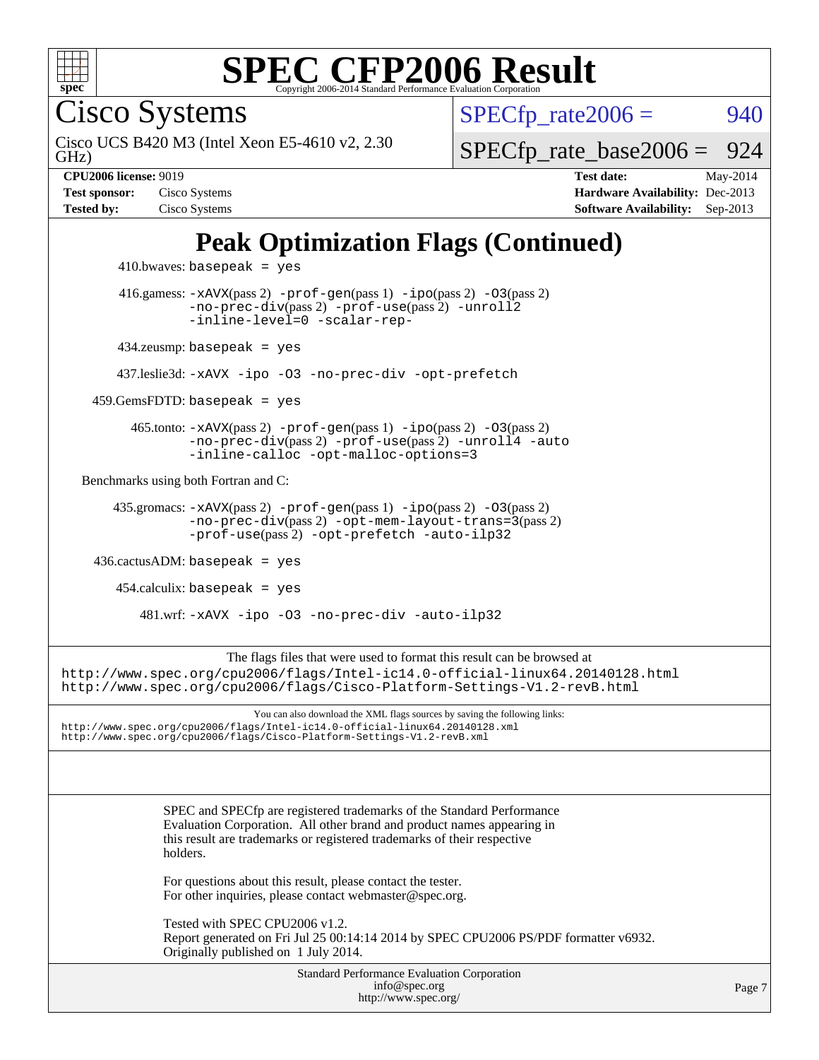# Peak Optimization Flags (Continued)

410.bwaves: basepeak = yes

416.gamess: -xAVX(pass 2) -prof-gen(pass 1) -ipo(pass 2) -O3(pass 2) -no-prec-div(pass 2) -prof-use(pass 2) -unroll2 -inline-level=0 -scalar-rep-

434.zeusmp: basepeak = yes

437.leslie3d: -xAVX -ipo -O3 -no-prec-div -opt-prefetch

459.GemsFDTD: basepeak = yes

465.tonto: -xAVX(pass 2) -prof-gen(pass 1) -ipo(pass 2) -O3(pass 2) -no-prec-div(pass 2) -prof-use(pass 2) -unroll4 -auto -inline-calloc -opt-malloc-options=3

Benchmarks using both Fortran and C:

435.gromacs: -xAVX(pass 2) -prof-gen(pass 1) -ipo(pass 2) -O3(pass 2) -no-prec-div(pass 2) -opt-mem-layout-trans=3(pass 2) -prof-use(pass 2) -opt-prefetch -auto-ilp32

436.cactusADM: basepeak = yes

454.calculix: basepeak = yes

481.wrf: -xAVX -ipo -O3 -no-prec-div -auto-ilp32

The flags files that were used to format this result can be browsed at
http://www.spec.org/cpu2006/flags/Intel-ic14.0-official-linux64.20140128.html
http://www.spec.org/cpu2006/flags/Cisco-Platform-Settings-V1.2-revB.html

You can also download the XML flags sources by saving the following links:
http://www.spec.org/cpu2006/flags/Intel-ic14.0-official-linux64.20140128.xml
http://www.spec.org/cpu2006/flags/Cisco-Platform-Settings-V1.2-revB.xml

SPEC and SPECfp are registered trademarks of the Standard Performance Evaluation Corporation. All other brand and product names appearing in this result are trademarks or registered trademarks of their respective holders.

For questions about this result, please contact the tester.
For other inquiries, please contact webmaster@spec.org.

Tested with SPEC CPU2006 v1.2.
Report generated on Fri Jul 25 00:14:14 2014 by SPEC CPU2006 PS/PDF formatter v6932.
Originally published on 1 July 2014.